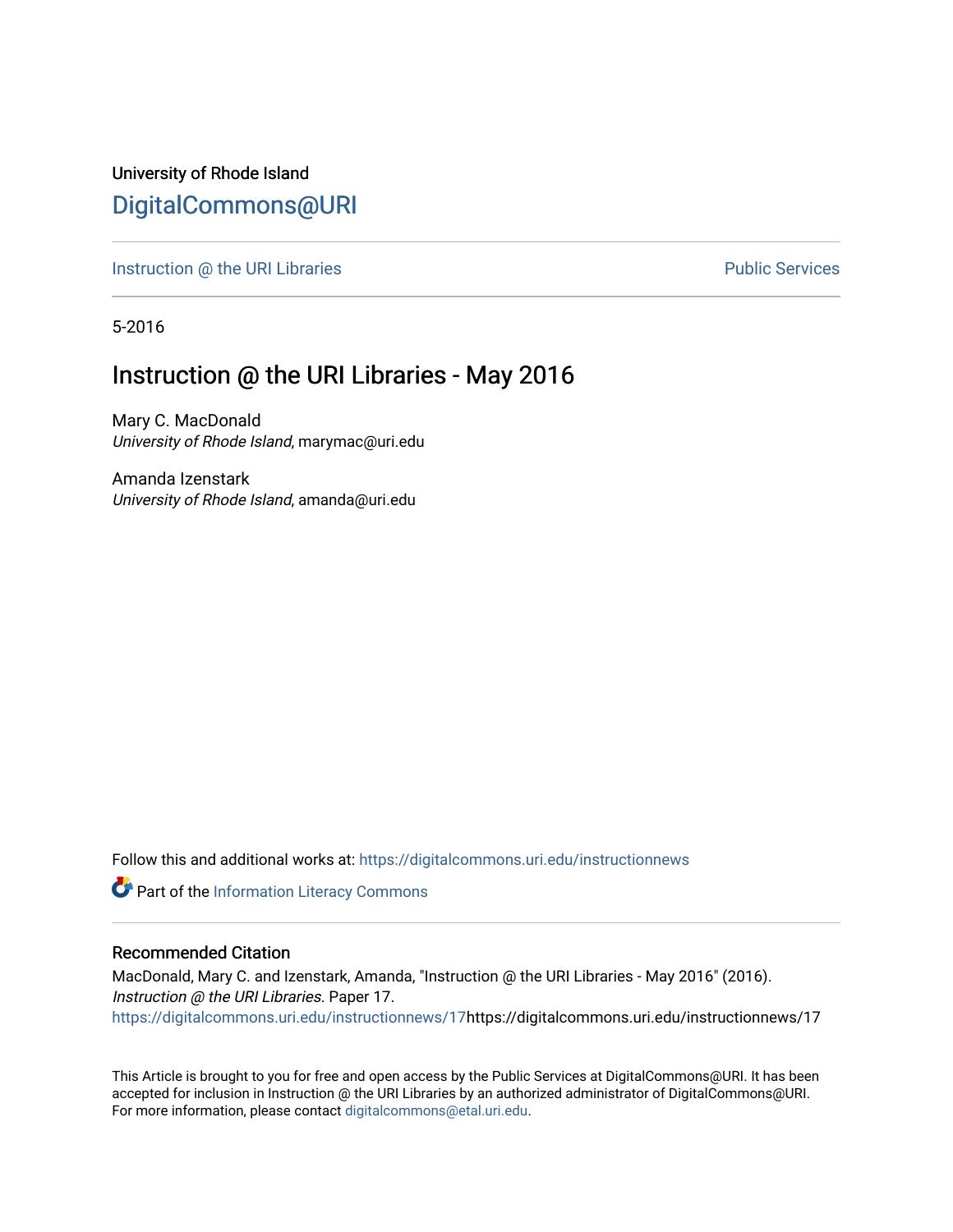University of Rhode Island

# DigitalCommons@URI

Instruction @ the URI Libraries | Public Services

5-2016

## Instruction @ the URI Libraries - May 2016

Mary C. MacDonald
*University of Rhode Island*, marymac@uri.edu

Amanda Izenstark
*University of Rhode Island*, amanda@uri.edu

Follow this and additional works at: https://digitalcommons.uri.edu/instructionnews

Part of the Information Literacy Commons

### Recommended Citation

MacDonald, Mary C. and Izenstark, Amanda, "Instruction @ the URI Libraries - May 2016" (2016). *Instruction @ the URI Libraries.* Paper 17.
https://digitalcommons.uri.edu/instructionnews/17https://digitalcommons.uri.edu/instructionnews/17

This Article is brought to you for free and open access by the Public Services at DigitalCommons@URI. It has been accepted for inclusion in Instruction @ the URI Libraries by an authorized administrator of DigitalCommons@URI. For more information, please contact digitalcommons@etal.uri.edu.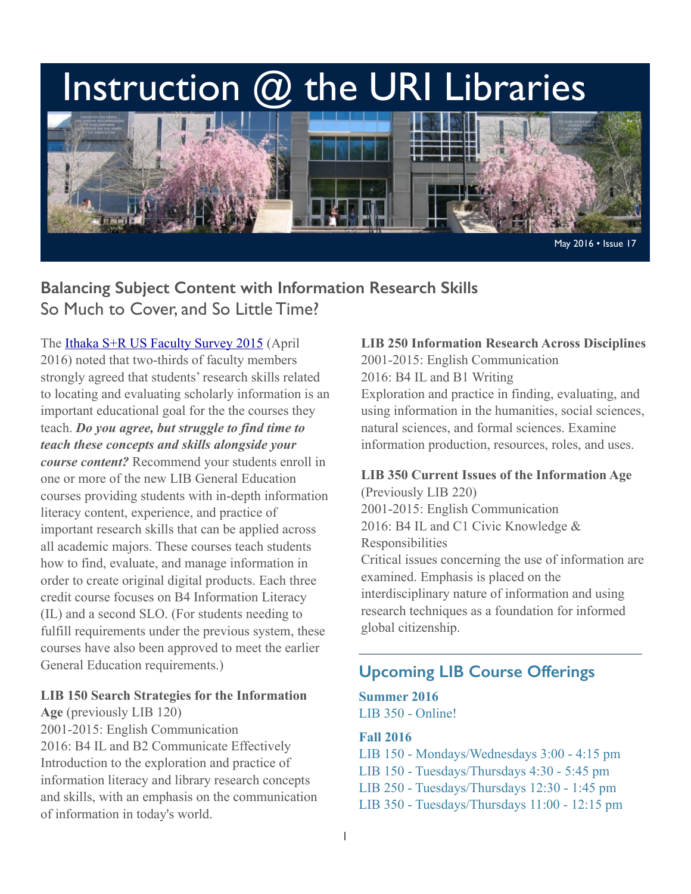# Instruction @ the URI Libraries

May 2016 • Issue 17

## Balancing Subject Content with Information Research Skills

### So Much to Cover, and So Little Time?

The [Ithaka S+R US Faculty Survey 2015](#) (April 2016) noted that two-thirds of faculty members strongly agreed that students' research skills related to locating and evaluating scholarly information is an important educational goal for the the courses they teach. ***Do you agree, but struggle to find time to teach these concepts and skills alongside your course content?*** Recommend your students enroll in one or more of the new LIB General Education courses providing students with in-depth information literacy content, experience, and practice of important research skills that can be applied across all academic majors. These courses teach students how to find, evaluate, and manage information in order to create original digital products. Each three credit course focuses on B4 Information Literacy (IL) and a second SLO. (For students needing to fulfill requirements under the previous system, these courses have also been approved to meet the earlier General Education requirements.)

**LIB 150 Search Strategies for the Information Age** (previously LIB 120)
2001-2015: English Communication
2016: B4 IL and B2 Communicate Effectively
Introduction to the exploration and practice of information literacy and library research concepts and skills, with an emphasis on the communication of information in today's world.

**LIB 250 Information Research Across Disciplines**
2001-2015: English Communication
2016: B4 IL and B1 Writing
Exploration and practice in finding, evaluating, and using information in the humanities, social sciences, natural sciences, and formal sciences. Examine information production, resources, roles, and uses.

**LIB 350 Current Issues of the Information Age**
(Previously LIB 220)
2001-2015: English Communication
2016: B4 IL and C1 Civic Knowledge & Responsibilities
Critical issues concerning the use of information are examined. Emphasis is placed on the interdisciplinary nature of information and using research techniques as a foundation for informed global citizenship.

---

## Upcoming LIB Course Offerings

**Summer 2016**
LIB 350 - Online!

**Fall 2016**
LIB 150 - Mondays/Wednesdays 3:00 - 4:15 pm
LIB 150 - Tuesdays/Thursdays 4:30 - 5:45 pm
LIB 250 - Tuesdays/Thursdays 12:30 - 1:45 pm
LIB 350 - Tuesdays/Thursdays 11:00 - 12:15 pm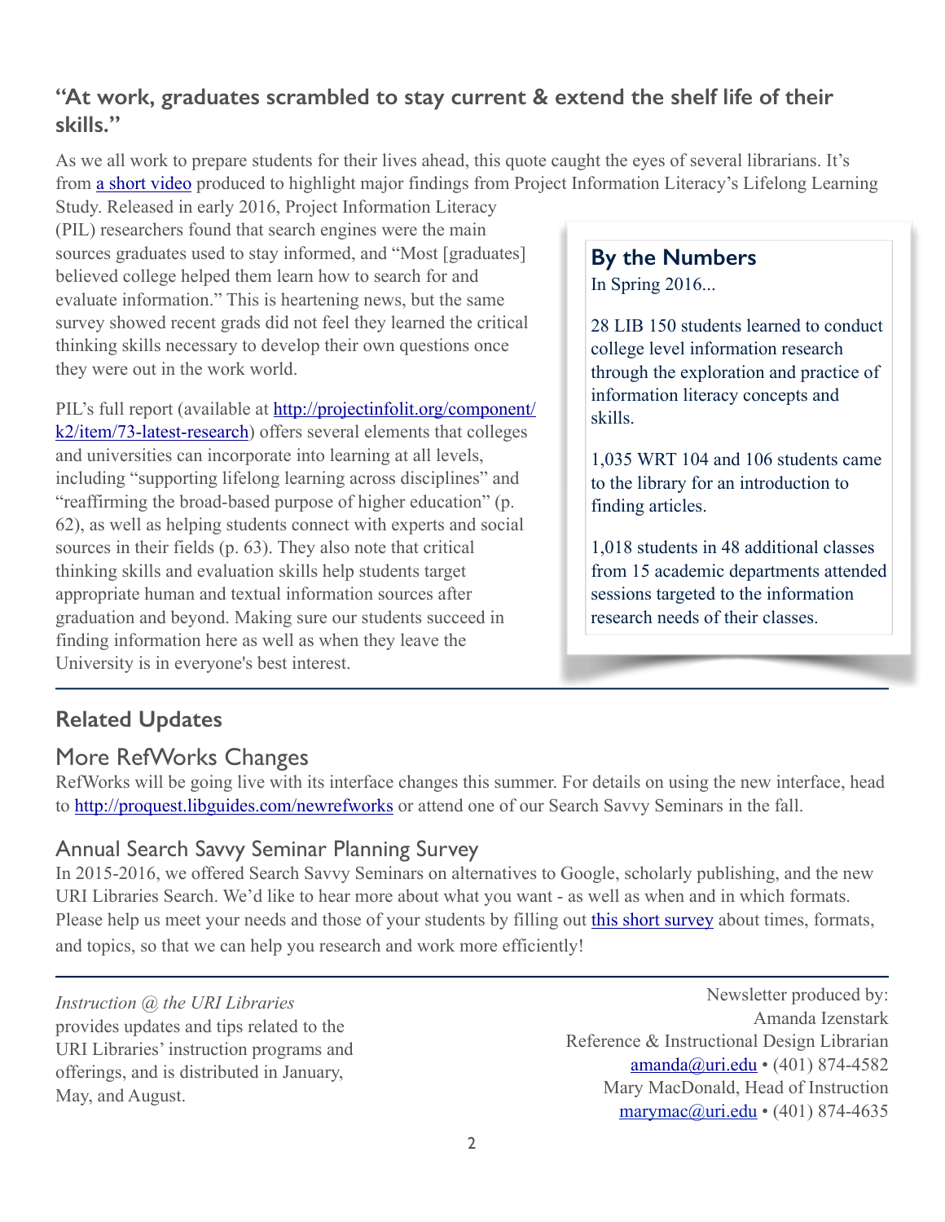## "At work, graduates scrambled to stay current & extend the shelf life of their skills."

As we all work to prepare students for their lives ahead, this quote caught the eyes of several librarians. It's from [a short video](#) produced to highlight major findings from Project Information Literacy's Lifelong Learning Study. Released in early 2016, Project Information Literacy (PIL) researchers found that search engines were the main sources graduates used to stay informed, and "Most [graduates] believed college helped them learn how to search for and evaluate information." This is heartening news, but the same survey showed recent grads did not feel they learned the critical thinking skills necessary to develop their own questions once they were out in the work world.

PIL's full report (available at http://projectinfolit.org/component/k2/item/73-latest-research) offers several elements that colleges and universities can incorporate into learning at all levels, including "supporting lifelong learning across disciplines" and "reaffirming the broad-based purpose of higher education" (p. 62), as well as helping students connect with experts and social sources in their fields (p. 63). They also note that critical thinking skills and evaluation skills help students target appropriate human and textual information sources after graduation and beyond. Making sure our students succeed in finding information here as well as when they leave the University is in everyone's best interest.

### By the Numbers

In Spring 2016...

28 LIB 150 students learned to conduct college level information research through the exploration and practice of information literacy concepts and skills.

1,035 WRT 104 and 106 students came to the library for an introduction to finding articles.

1,018 students in 48 additional classes from 15 academic departments attended sessions targeted to the information research needs of their classes.

---

## Related Updates

### More RefWorks Changes

RefWorks will be going live with its interface changes this summer. For details on using the new interface, head to http://proquest.libguides.com/newrefworks or attend one of our Search Savvy Seminars in the fall.

### Annual Search Savvy Seminar Planning Survey

In 2015-2016, we offered Search Savvy Seminars on alternatives to Google, scholarly publishing, and the new URI Libraries Search. We'd like to hear more about what you want - as well as when and in which formats. Please help us meet your needs and those of your students by filling out [this short survey](#) about times, formats, and topics, so that we can help you research and work more efficiently!

---

*Instruction @ the URI Libraries* provides updates and tips related to the URI Libraries' instruction programs and offerings, and is distributed in January, May, and August.

Newsletter produced by:
Amanda Izenstark
Reference & Instructional Design Librarian
amanda@uri.edu • (401) 874-4582
Mary MacDonald, Head of Instruction
marymac@uri.edu • (401) 874-4635